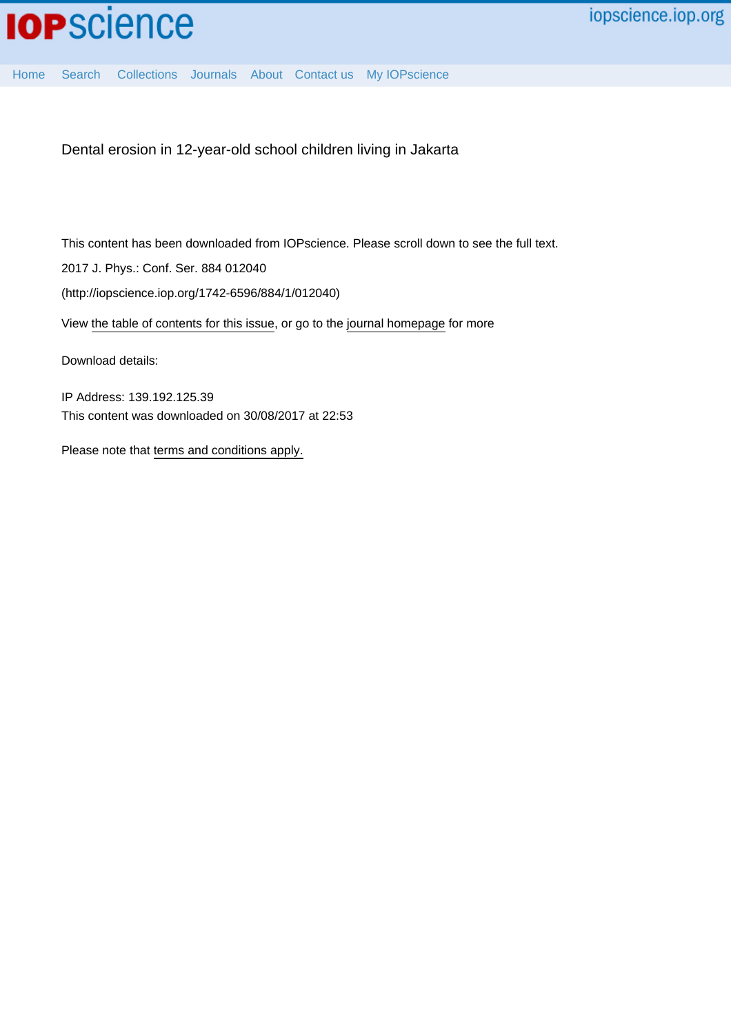Dental erosion in 12-year-old school children living in Jakarta

This content has been downloaded from IOPscience. Please scroll down to see the full text.

2017 J. Phys.: Conf. Ser. 884 012040

(http://iopscience.iop.org/1742-6596/884/1/012040)

View the table of contents for this issue, or go to the journal homepage for more

Download details:

IP Address: 139.192.125.39

This content was downloaded on 30/08/2017 at 22:53

Please note that terms and conditions apply.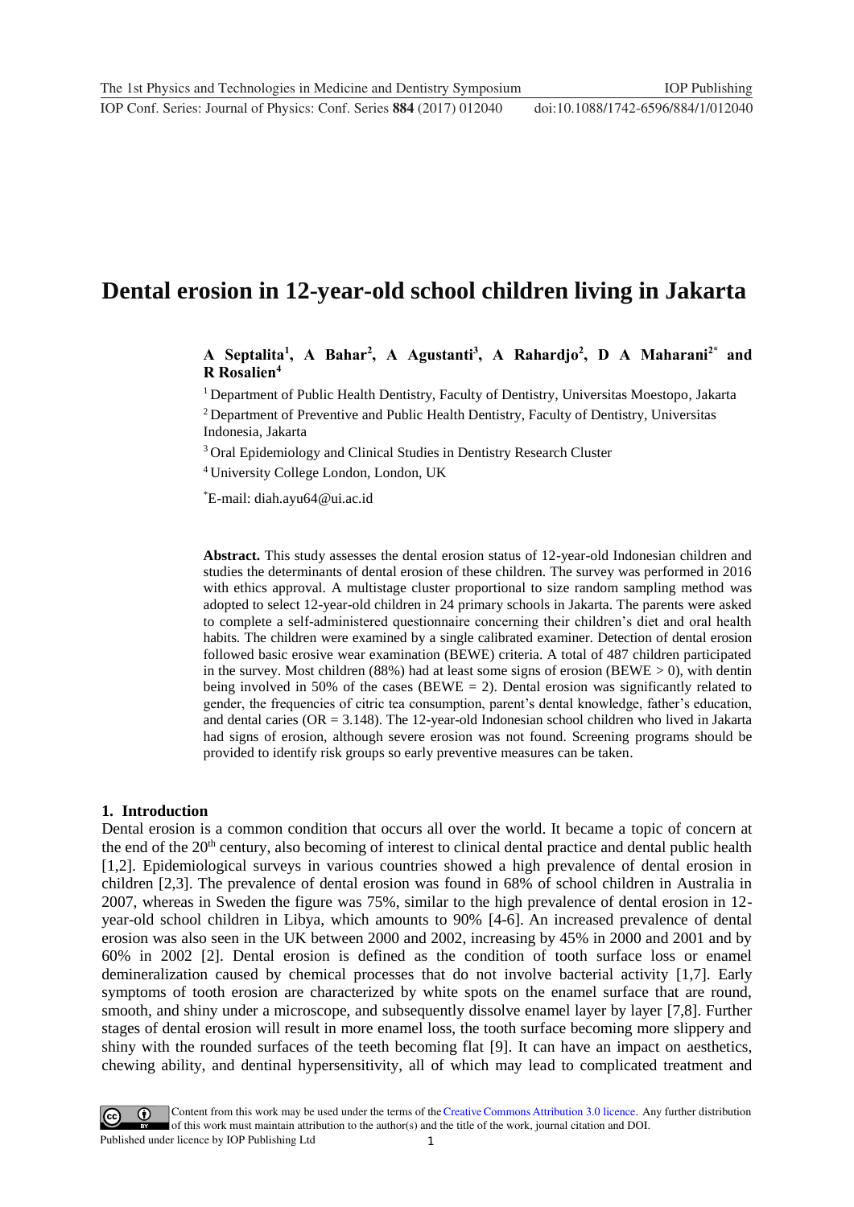// Dental erosion in 12-year-old school children living in Jakarta

A Septalita[1], A Bahar[2], A Agustanti[3], A Rahardjo[2], D A Maharani[2*] and R Rosalien[4]

[1] Department of Public Health Dentistry, Faculty of Dentistry, Universitas Moestopo, Jakarta

[2] Department of Preventive and Public Health Dentistry, Faculty of Dentistry, Universitas Indonesia, Jakarta

[3] Oral Epidemiology and Clinical Studies in Dentistry Research Cluster

[4] University College London, London, UK

[*] E-mail: diah.ayu64@ui.ac.id

**Abstract.** This study assesses the dental erosion status of 12-year-old Indonesian children and studies the determinants of dental erosion of these children. The survey was performed in 2016 with ethics approval. A multistage cluster proportional to size random sampling method was adopted to select 12-year-old children in 24 primary schools in Jakarta. The parents were asked to complete a self-administered questionnaire concerning their children's diet and oral health habits. The children were examined by a single calibrated examiner. Detection of dental erosion followed basic erosive wear examination (BEWE) criteria. A total of 487 children participated in the survey. Most children (88%) had at least some signs of erosion (BEWE > 0), with dentin being involved in 50% of the cases (BEWE = 2). Dental erosion was significantly related to gender, the frequencies of citric tea consumption, parent's dental knowledge, father's education, and dental caries (OR = 3.148). The 12-year-old Indonesian school children who lived in Jakarta had signs of erosion, although severe erosion was not found. Screening programs should be provided to identify risk groups so early preventive measures can be taken.

## 1. Introduction

Dental erosion is a common condition that occurs all over the world. It became a topic of concern at the end of the 20$^{th}$ century, also becoming of interest to clinical dental practice and dental public health [1,2]. Epidemiological surveys in various countries showed a high prevalence of dental erosion in children [2,3]. The prevalence of dental erosion was found in 68% of school children in Australia in 2007, whereas in Sweden the figure was 75%, similar to the high prevalence of dental erosion in 12-year-old school children in Libya, which amounts to 90% [4-6]. An increased prevalence of dental erosion was also seen in the UK between 2000 and 2002, increasing by 45% in 2000 and 2001 and by 60% in 2002 [2]. Dental erosion is defined as the condition of tooth surface loss or enamel demineralization caused by chemical processes that do not involve bacterial activity [1,7]. Early symptoms of tooth erosion are characterized by white spots on the enamel surface that are round, smooth, and shiny under a microscope, and subsequently dissolve enamel layer by layer [7,8]. Further stages of dental erosion will result in more enamel loss, the tooth surface becoming more slippery and shiny with the rounded surfaces of the teeth becoming flat [9]. It can have an impact on aesthetics, chewing ability, and dentinal hypersensitivity, all of which may lead to complicated treatment and

Content from this work may be used under the terms of the Creative Commons Attribution 3.0 licence. Any further distribution of this work must maintain attribution to the author(s) and the title of the work, journal citation and DOI.
Published under licence by IOP Publishing Ltd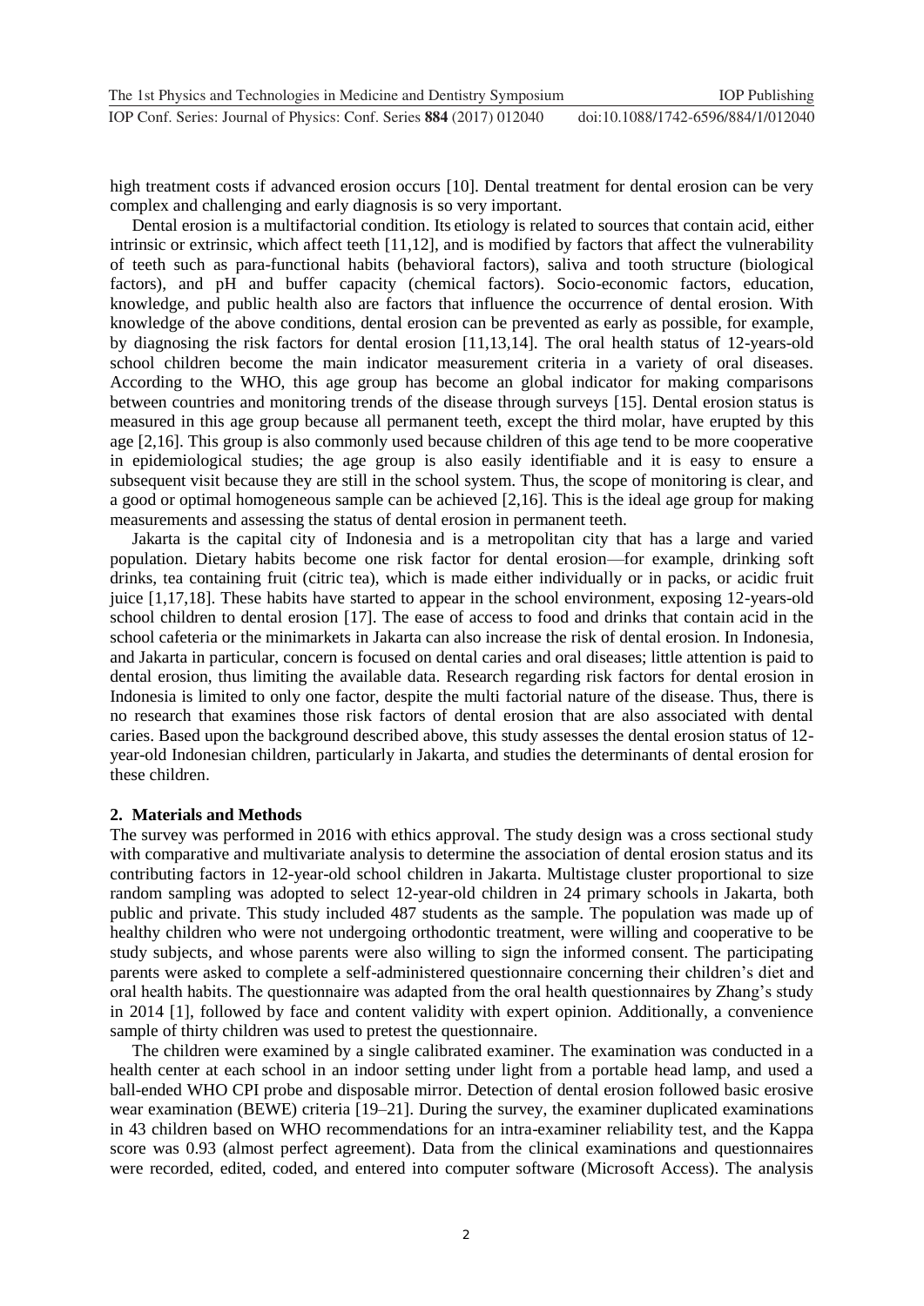high treatment costs if advanced erosion occurs [10]. Dental treatment for dental erosion can be very complex and challenging and early diagnosis is so very important.

Dental erosion is a multifactorial condition. Its etiology is related to sources that contain acid, either intrinsic or extrinsic, which affect teeth [11,12], and is modified by factors that affect the vulnerability of teeth such as para-functional habits (behavioral factors), saliva and tooth structure (biological factors), and pH and buffer capacity (chemical factors). Socio-economic factors, education, knowledge, and public health also are factors that influence the occurrence of dental erosion. With knowledge of the above conditions, dental erosion can be prevented as early as possible, for example, by diagnosing the risk factors for dental erosion [11,13,14]. The oral health status of 12-years-old school children become the main indicator measurement criteria in a variety of oral diseases. According to the WHO, this age group has become an global indicator for making comparisons between countries and monitoring trends of the disease through surveys [15]. Dental erosion status is measured in this age group because all permanent teeth, except the third molar, have erupted by this age [2,16]. This group is also commonly used because children of this age tend to be more cooperative in epidemiological studies; the age group is also easily identifiable and it is easy to ensure a subsequent visit because they are still in the school system. Thus, the scope of monitoring is clear, and a good or optimal homogeneous sample can be achieved [2,16]. This is the ideal age group for making measurements and assessing the status of dental erosion in permanent teeth.

Jakarta is the capital city of Indonesia and is a metropolitan city that has a large and varied population. Dietary habits become one risk factor for dental erosion—for example, drinking soft drinks, tea containing fruit (citric tea), which is made either individually or in packs, or acidic fruit juice [1,17,18]. These habits have started to appear in the school environment, exposing 12-years-old school children to dental erosion [17]. The ease of access to food and drinks that contain acid in the school cafeteria or the minimarkets in Jakarta can also increase the risk of dental erosion. In Indonesia, and Jakarta in particular, concern is focused on dental caries and oral diseases; little attention is paid to dental erosion, thus limiting the available data. Research regarding risk factors for dental erosion in Indonesia is limited to only one factor, despite the multi factorial nature of the disease. Thus, there is no research that examines those risk factors of dental erosion that are also associated with dental caries. Based upon the background described above, this study assesses the dental erosion status of 12-year-old Indonesian children, particularly in Jakarta, and studies the determinants of dental erosion for these children.

## 2. Materials and Methods

The survey was performed in 2016 with ethics approval. The study design was a cross sectional study with comparative and multivariate analysis to determine the association of dental erosion status and its contributing factors in 12-year-old school children in Jakarta. Multistage cluster proportional to size random sampling was adopted to select 12-year-old children in 24 primary schools in Jakarta, both public and private. This study included 487 students as the sample. The population was made up of healthy children who were not undergoing orthodontic treatment, were willing and cooperative to be study subjects, and whose parents were also willing to sign the informed consent. The participating parents were asked to complete a self-administered questionnaire concerning their children's diet and oral health habits. The questionnaire was adapted from the oral health questionnaires by Zhang's study in 2014 [1], followed by face and content validity with expert opinion. Additionally, a convenience sample of thirty children was used to pretest the questionnaire.

The children were examined by a single calibrated examiner. The examination was conducted in a health center at each school in an indoor setting under light from a portable head lamp, and used a ball-ended WHO CPI probe and disposable mirror. Detection of dental erosion followed basic erosive wear examination (BEWE) criteria [19–21]. During the survey, the examiner duplicated examinations in 43 children based on WHO recommendations for an intra-examiner reliability test, and the Kappa score was 0.93 (almost perfect agreement). Data from the clinical examinations and questionnaires were recorded, edited, coded, and entered into computer software (Microsoft Access). The analysis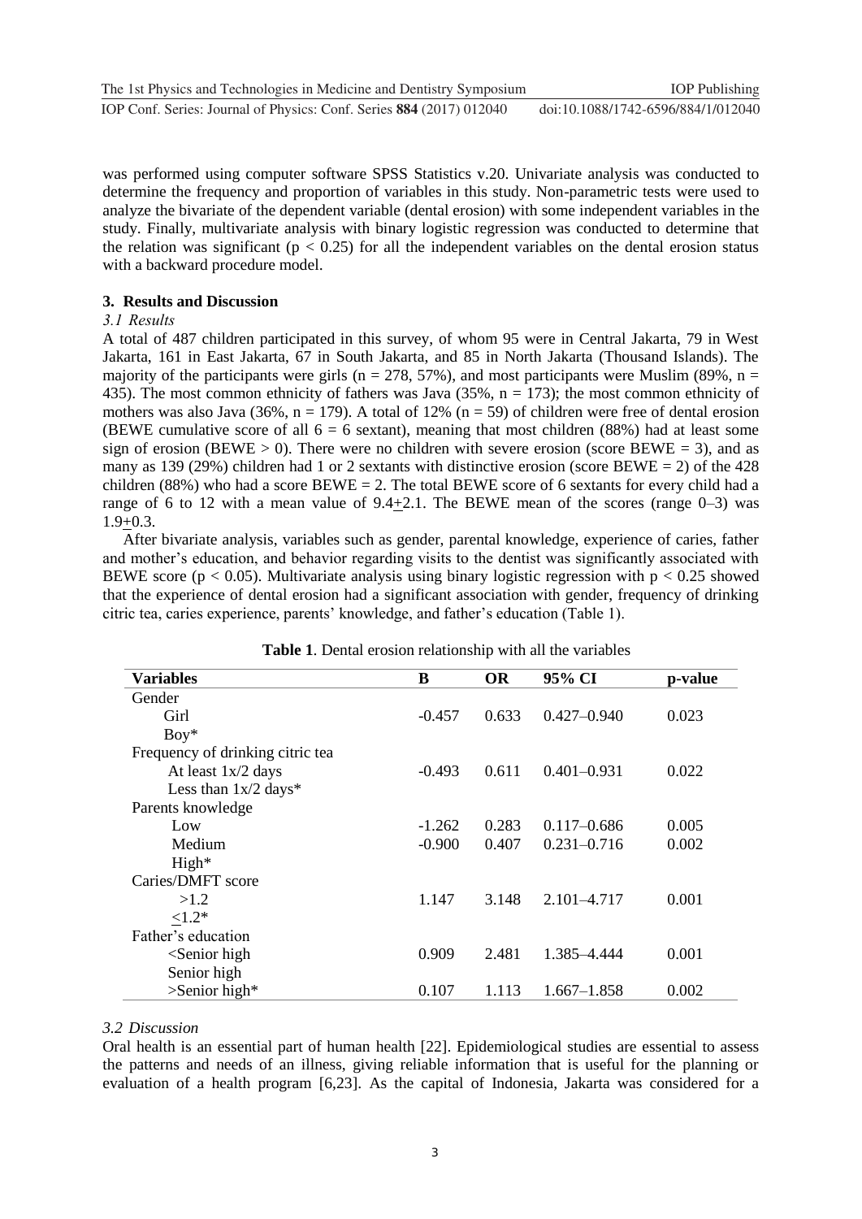was performed using computer software SPSS Statistics v.20. Univariate analysis was conducted to determine the frequency and proportion of variables in this study. Non-parametric tests were used to analyze the bivariate of the dependent variable (dental erosion) with some independent variables in the study. Finally, multivariate analysis with binary logistic regression was conducted to determine that the relation was significant ($p < 0.25$) for all the independent variables on the dental erosion status with a backward procedure model.

## 3. Results and Discussion

### *3.1 Results*

A total of 487 children participated in this survey, of whom 95 were in Central Jakarta, 79 in West Jakarta, 161 in East Jakarta, 67 in South Jakarta, and 85 in North Jakarta (Thousand Islands). The majority of the participants were girls ($n = 278$, 57%), and most participants were Muslim (89%, $n = 435$). The most common ethnicity of fathers was Java (35%, $n = 173$); the most common ethnicity of mothers was also Java (36%, $n = 179$). A total of 12% ($n = 59$) of children were free of dental erosion (BEWE cumulative score of all 6 = 6 sextant), meaning that most children (88%) had at least some sign of erosion (BEWE > 0). There were no children with severe erosion (score BEWE = 3), and as many as 139 (29%) children had 1 or 2 sextants with distinctive erosion (score BEWE = 2) of the 428 children (88%) who had a score BEWE = 2. The total BEWE score of 6 sextants for every child had a range of 6 to 12 with a mean value of $9.4 \pm 2.1$. The BEWE mean of the scores (range 0–3) was $1.9 \pm 0.3$.

After bivariate analysis, variables such as gender, parental knowledge, experience of caries, father and mother's education, and behavior regarding visits to the dentist was significantly associated with BEWE score ($p < 0.05$). Multivariate analysis using binary logistic regression with $p < 0.25$ showed that the experience of dental erosion had a significant association with gender, frequency of drinking citric tea, caries experience, parents' knowledge, and father's education (Table 1).

**Table 1**. Dental erosion relationship with all the variables

| Variables | B | OR | 95% CI | p-value |
|---|---|---|---|---|
| Gender | | | | |
| Girl | -0.457 | 0.633 | 0.427–0.940 | 0.023 |
| Boy* | | | | |
| Frequency of drinking citric tea | | | | |
| At least 1x/2 days | -0.493 | 0.611 | 0.401–0.931 | 0.022 |
| Less than 1x/2 days* | | | | |
| Parents knowledge | | | | |
| Low | -1.262 | 0.283 | 0.117–0.686 | 0.005 |
| Medium | -0.900 | 0.407 | 0.231–0.716 | 0.002 |
| High* | | | | |
| Caries/DMFT score | | | | |
| >1.2 | 1.147 | 3.148 | 2.101–4.717 | 0.001 |
| ≤1.2* | | | | |
| Father's education | | | | |
| <Senior high | 0.909 | 2.481 | 1.385–4.444 | 0.001 |
| Senior high | | | | |
| >Senior high* | 0.107 | 1.113 | 1.667–1.858 | 0.002 |

### *3.2 Discussion*

Oral health is an essential part of human health [22]. Epidemiological studies are essential to assess the patterns and needs of an illness, giving reliable information that is useful for the planning or evaluation of a health program [6,23]. As the capital of Indonesia, Jakarta was considered for a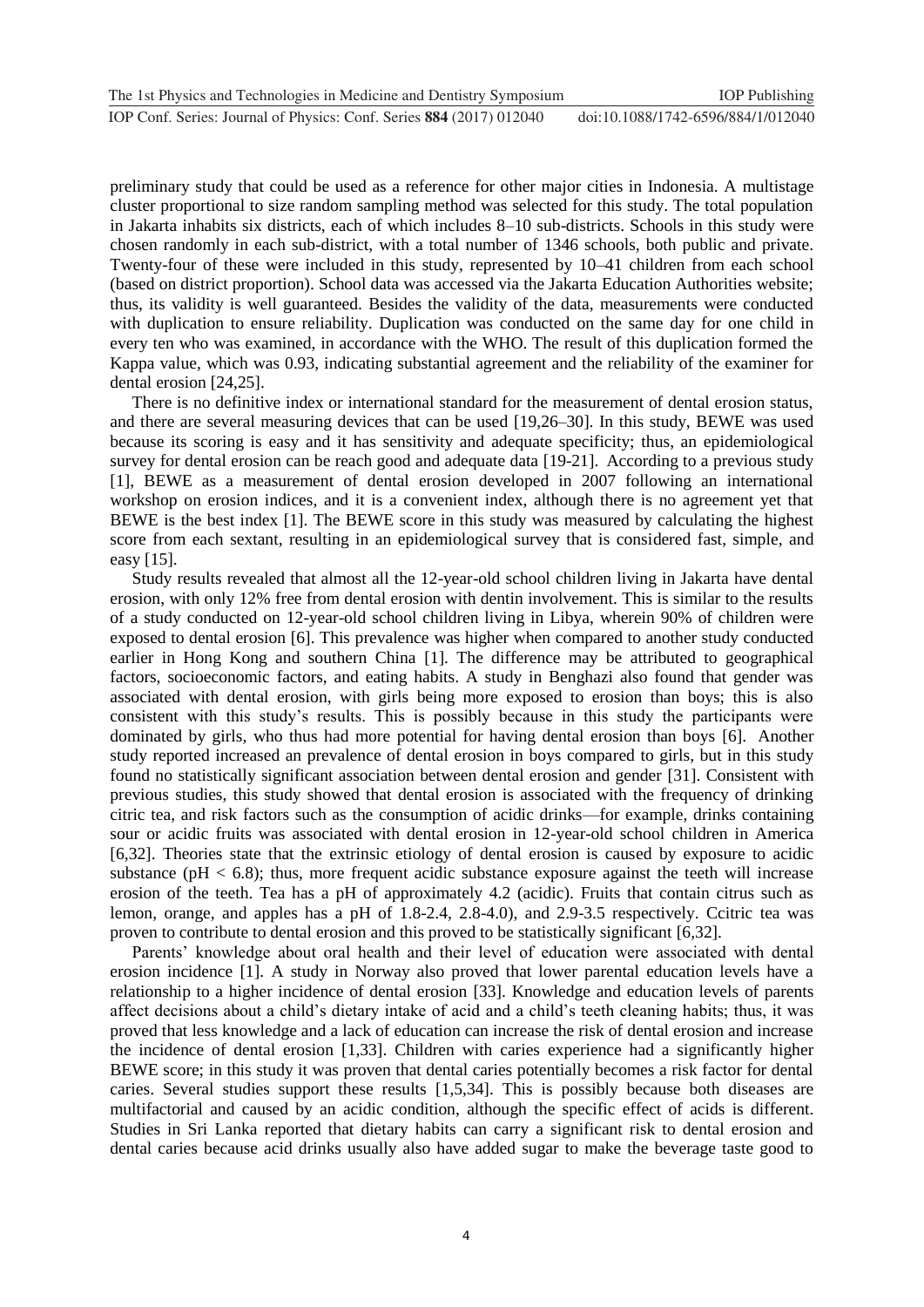preliminary study that could be used as a reference for other major cities in Indonesia. A multistage cluster proportional to size random sampling method was selected for this study. The total population in Jakarta inhabits six districts, each of which includes 8–10 sub-districts. Schools in this study were chosen randomly in each sub-district, with a total number of 1346 schools, both public and private. Twenty-four of these were included in this study, represented by 10–41 children from each school (based on district proportion). School data was accessed via the Jakarta Education Authorities website; thus, its validity is well guaranteed. Besides the validity of the data, measurements were conducted with duplication to ensure reliability. Duplication was conducted on the same day for one child in every ten who was examined, in accordance with the WHO. The result of this duplication formed the Kappa value, which was 0.93, indicating substantial agreement and the reliability of the examiner for dental erosion [24,25].

There is no definitive index or international standard for the measurement of dental erosion status, and there are several measuring devices that can be used [19,26–30]. In this study, BEWE was used because its scoring is easy and it has sensitivity and adequate specificity; thus, an epidemiological survey for dental erosion can be reach good and adequate data [19-21]. According to a previous study [1], BEWE as a measurement of dental erosion developed in 2007 following an international workshop on erosion indices, and it is a convenient index, although there is no agreement yet that BEWE is the best index [1]. The BEWE score in this study was measured by calculating the highest score from each sextant, resulting in an epidemiological survey that is considered fast, simple, and easy [15].

Study results revealed that almost all the 12-year-old school children living in Jakarta have dental erosion, with only 12% free from dental erosion with dentin involvement. This is similar to the results of a study conducted on 12-year-old school children living in Libya, wherein 90% of children were exposed to dental erosion [6]. This prevalence was higher when compared to another study conducted earlier in Hong Kong and southern China [1]. The difference may be attributed to geographical factors, socioeconomic factors, and eating habits. A study in Benghazi also found that gender was associated with dental erosion, with girls being more exposed to erosion than boys; this is also consistent with this study's results. This is possibly because in this study the participants were dominated by girls, who thus had more potential for having dental erosion than boys [6]. Another study reported increased an prevalence of dental erosion in boys compared to girls, but in this study found no statistically significant association between dental erosion and gender [31]. Consistent with previous studies, this study showed that dental erosion is associated with the frequency of drinking citric tea, and risk factors such as the consumption of acidic drinks—for example, drinks containing sour or acidic fruits was associated with dental erosion in 12-year-old school children in America [6,32]. Theories state that the extrinsic etiology of dental erosion is caused by exposure to acidic substance ($pH < 6.8$); thus, more frequent acidic substance exposure against the teeth will increase erosion of the teeth. Tea has a pH of approximately 4.2 (acidic). Fruits that contain citrus such as lemon, orange, and apples has a pH of 1.8-2.4, 2.8-4.0), and 2.9-3.5 respectively. Ccitric tea was proven to contribute to dental erosion and this proved to be statistically significant [6,32].

Parents' knowledge about oral health and their level of education were associated with dental erosion incidence [1]. A study in Norway also proved that lower parental education levels have a relationship to a higher incidence of dental erosion [33]. Knowledge and education levels of parents affect decisions about a child's dietary intake of acid and a child's teeth cleaning habits; thus, it was proved that less knowledge and a lack of education can increase the risk of dental erosion and increase the incidence of dental erosion [1,33]. Children with caries experience had a significantly higher BEWE score; in this study it was proven that dental caries potentially becomes a risk factor for dental caries. Several studies support these results [1,5,34]. This is possibly because both diseases are multifactorial and caused by an acidic condition, although the specific effect of acids is different. Studies in Sri Lanka reported that dietary habits can carry a significant risk to dental erosion and dental caries because acid drinks usually also have added sugar to make the beverage taste good to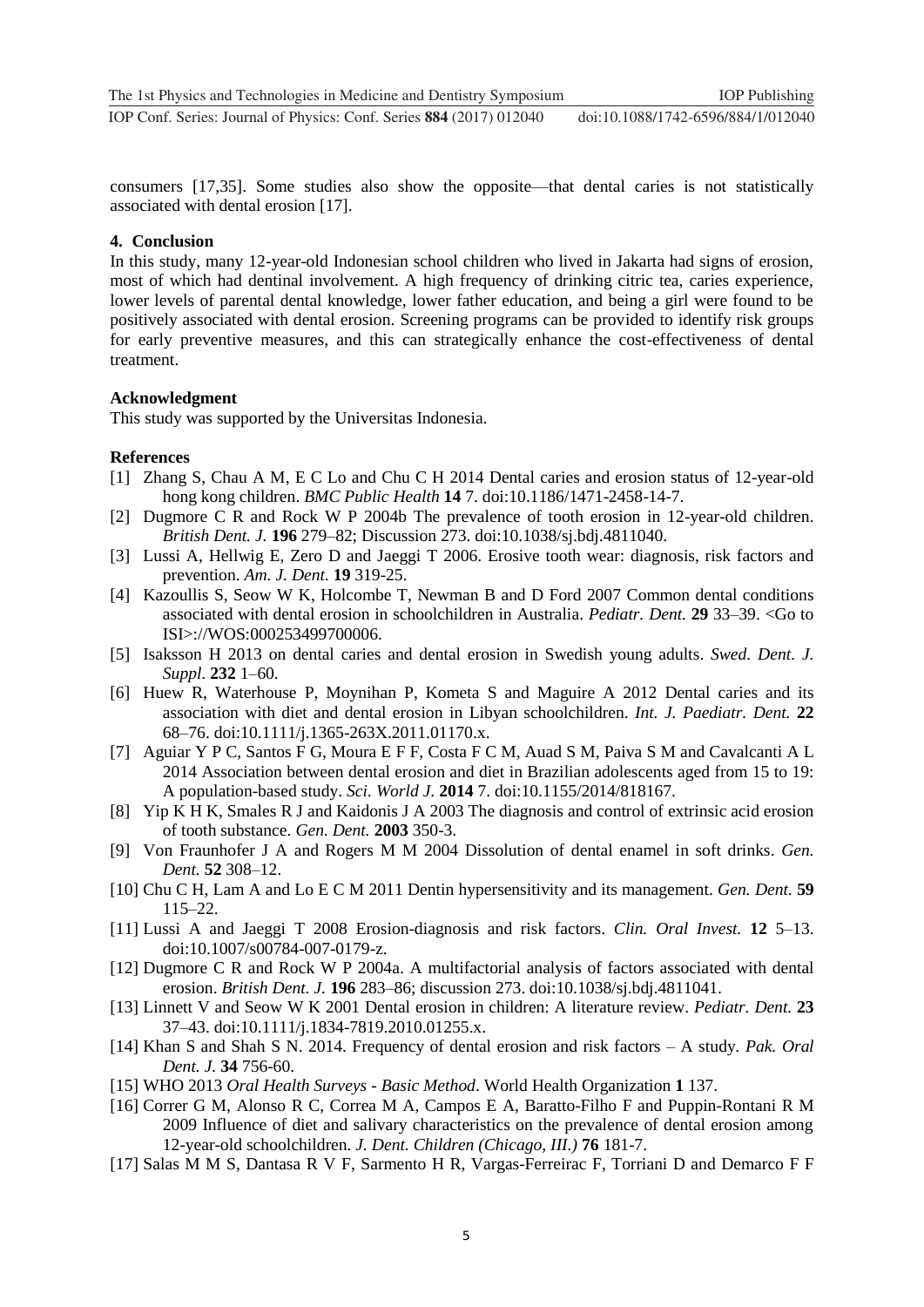consumers [17,35]. Some studies also show the opposite—that dental caries is not statistically associated with dental erosion [17].

## 4. Conclusion

In this study, many 12-year-old Indonesian school children who lived in Jakarta had signs of erosion, most of which had dentinal involvement. A high frequency of drinking citric tea, caries experience, lower levels of parental dental knowledge, lower father education, and being a girl were found to be positively associated with dental erosion. Screening programs can be provided to identify risk groups for early preventive measures, and this can strategically enhance the cost-effectiveness of dental treatment.

### Acknowledgment

This study was supported by the Universitas Indonesia.

### References

[1] Zhang S, Chau A M, E C Lo and Chu C H 2014 Dental caries and erosion status of 12-year-old hong kong children. *BMC Public Health* **14** 7. doi:10.1186/1471-2458-14-7.

[2] Dugmore C R and Rock W P 2004b The prevalence of tooth erosion in 12-year-old children. *British Dent. J.* **196** 279–82; Discussion 273. doi:10.1038/sj.bdj.4811040.

[3] Lussi A, Hellwig E, Zero D and Jaeggi T 2006. Erosive tooth wear: diagnosis, risk factors and prevention. *Am. J. Dent.* **19** 319-25.

[4] Kazoullis S, Seow W K, Holcombe T, Newman B and D Ford 2007 Common dental conditions associated with dental erosion in schoolchildren in Australia. *Pediatr. Dent.* **29** 33–39. <Go to ISI>://WOS:000253499700006.

[5] Isaksson H 2013 on dental caries and dental erosion in Swedish young adults. *Swed. Dent. J. Suppl.* **232** 1–60.

[6] Huew R, Waterhouse P, Moynihan P, Kometa S and Maguire A 2012 Dental caries and its association with diet and dental erosion in Libyan schoolchildren. *Int. J. Paediatr. Dent.* **22** 68–76. doi:10.1111/j.1365-263X.2011.01170.x.

[7] Aguiar Y P C, Santos F G, Moura E F F, Costa F C M, Auad S M, Paiva S M and Cavalcanti A L 2014 Association between dental erosion and diet in Brazilian adolescents aged from 15 to 19: A population-based study. *Sci. World J.* **2014** 7. doi:10.1155/2014/818167.

[8] Yip K H K, Smales R J and Kaidonis J A 2003 The diagnosis and control of extrinsic acid erosion of tooth substance. *Gen. Dent.* **2003** 350-3.

[9] Von Fraunhofer J A and Rogers M M 2004 Dissolution of dental enamel in soft drinks. *Gen. Dent.* **52** 308–12.

[10] Chu C H, Lam A and Lo E C M 2011 Dentin hypersensitivity and its management. *Gen. Dent.* **59** 115–22.

[11] Lussi A and Jaeggi T 2008 Erosion-diagnosis and risk factors. *Clin. Oral Invest.* **12** 5–13. doi:10.1007/s00784-007-0179-z.

[12] Dugmore C R and Rock W P 2004a. A multifactorial analysis of factors associated with dental erosion. *British Dent. J.* **196** 283–86; discussion 273. doi:10.1038/sj.bdj.4811041.

[13] Linnett V and Seow W K 2001 Dental erosion in children: A literature review. *Pediatr. Dent.* **23** 37–43. doi:10.1111/j.1834-7819.2010.01255.x.

[14] Khan S and Shah S N. 2014. Frequency of dental erosion and risk factors – A study. *Pak. Oral Dent. J.* **34** 756-60.

[15] WHO 2013 *Oral Health Surveys - Basic Method*. World Health Organization **1** 137.

[16] Correr G M, Alonso R C, Correa M A, Campos E A, Baratto-Filho F and Puppin-Rontani R M 2009 Influence of diet and salivary characteristics on the prevalence of dental erosion among 12-year-old schoolchildren. *J. Dent. Children (Chicago, III.)* **76** 181-7.

[17] Salas M M S, Dantasa R V F, Sarmento H R, Vargas-Ferreirac F, Torriani D and Demarco F F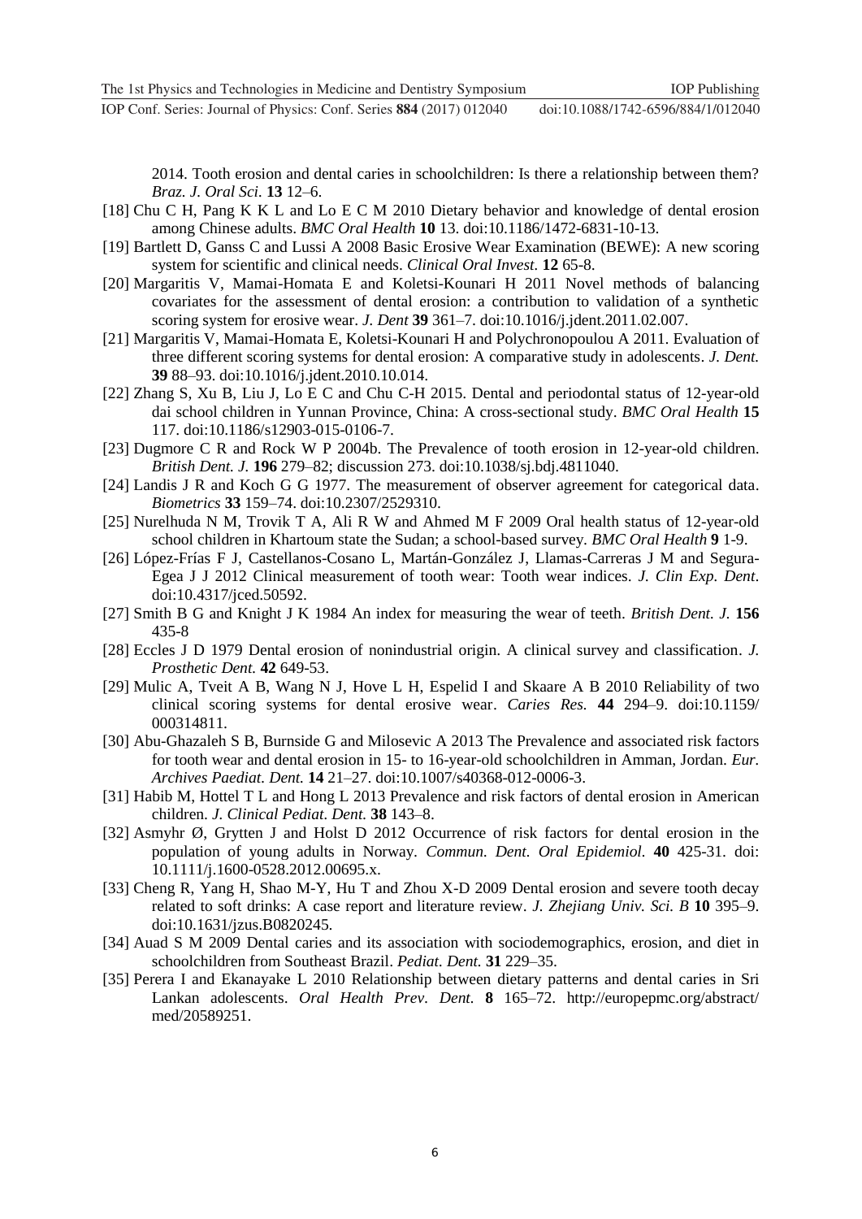2014. Tooth erosion and dental caries in schoolchildren: Is there a relationship between them? *Braz. J. Oral Sci.* **13** 12–6.

[18] Chu C H, Pang K K L and Lo E C M 2010 Dietary behavior and knowledge of dental erosion among Chinese adults. *BMC Oral Health* **10** 13. doi:10.1186/1472-6831-10-13.

[19] Bartlett D, Ganss C and Lussi A 2008 Basic Erosive Wear Examination (BEWE): A new scoring system for scientific and clinical needs. *Clinical Oral Invest.* **12** 65-8.

[20] Margaritis V, Mamai-Homata E and Koletsi-Kounari H 2011 Novel methods of balancing covariates for the assessment of dental erosion: a contribution to validation of a synthetic scoring system for erosive wear. *J. Dent* **39** 361–7. doi:10.1016/j.jdent.2011.02.007.

[21] Margaritis V, Mamai-Homata E, Koletsi-Kounari H and Polychronopoulou A 2011. Evaluation of three different scoring systems for dental erosion: A comparative study in adolescents. *J. Dent.* **39** 88–93. doi:10.1016/j.jdent.2010.10.014.

[22] Zhang S, Xu B, Liu J, Lo E C and Chu C-H 2015. Dental and periodontal status of 12-year-old dai school children in Yunnan Province, China: A cross-sectional study. *BMC Oral Health* **15** 117. doi:10.1186/s12903-015-0106-7.

[23] Dugmore C R and Rock W P 2004b. The Prevalence of tooth erosion in 12-year-old children. *British Dent. J.* **196** 279–82; discussion 273. doi:10.1038/sj.bdj.4811040.

[24] Landis J R and Koch G G 1977. The measurement of observer agreement for categorical data. *Biometrics* **33** 159–74. doi:10.2307/2529310.

[25] Nurelhuda N M, Trovik T A, Ali R W and Ahmed M F 2009 Oral health status of 12-year-old school children in Khartoum state the Sudan; a school-based survey. *BMC Oral Health* **9** 1-9.

[26] López-Frías F J, Castellanos-Cosano L, Martán-González J, Llamas-Carreras J M and Segura-Egea J J 2012 Clinical measurement of tooth wear: Tooth wear indices. *J. Clin Exp. Dent*. doi:10.4317/jced.50592.

[27] Smith B G and Knight J K 1984 An index for measuring the wear of teeth. *British Dent. J.* **156** 435-8

[28] Eccles J D 1979 Dental erosion of nonindustrial origin. A clinical survey and classification. *J. Prosthetic Dent.* **42** 649-53.

[29] Mulic A, Tveit A B, Wang N J, Hove L H, Espelid I and Skaare A B 2010 Reliability of two clinical scoring systems for dental erosive wear. *Caries Res.* **44** 294–9. doi:10.1159/000314811.

[30] Abu-Ghazaleh S B, Burnside G and Milosevic A 2013 The Prevalence and associated risk factors for tooth wear and dental erosion in 15- to 16-year-old schoolchildren in Amman, Jordan. *Eur. Archives Paediat. Dent.* **14** 21–27. doi:10.1007/s40368-012-0006-3.

[31] Habib M, Hottel T L and Hong L 2013 Prevalence and risk factors of dental erosion in American children. *J. Clinical Pediat. Dent.* **38** 143–8.

[32] Asmyhr Ø, Grytten J and Holst D 2012 Occurrence of risk factors for dental erosion in the population of young adults in Norway. *Commun. Dent. Oral Epidemiol.* **40** 425-31. doi: 10.1111/j.1600-0528.2012.00695.x.

[33] Cheng R, Yang H, Shao M-Y, Hu T and Zhou X-D 2009 Dental erosion and severe tooth decay related to soft drinks: A case report and literature review. *J. Zhejiang Univ. Sci. B* **10** 395–9. doi:10.1631/jzus.B0820245.

[34] Auad S M 2009 Dental caries and its association with sociodemographics, erosion, and diet in schoolchildren from Southeast Brazil. *Pediat. Dent.* **31** 229–35.

[35] Perera I and Ekanayake L 2010 Relationship between dietary patterns and dental caries in Sri Lankan adolescents. *Oral Health Prev. Dent.* **8** 165–72. http://europepmc.org/abstract/med/20589251.